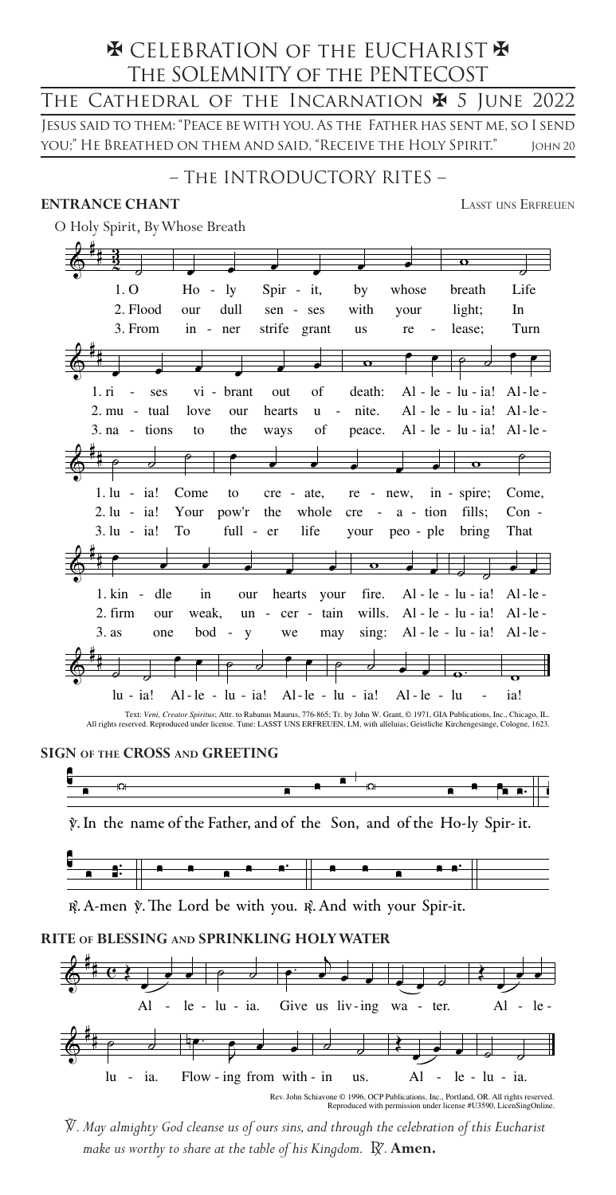# ✠ CELEBRATION OF THE EUCHARIST ✠
## THE SOLEMNITY OF THE PENTECOST

THE CATHEDRAL OF THE INCARNATION ✠ 5 JUNE 2022

JESUS SAID TO THEM: "PEACE BE WITH YOU. AS THE FATHER HAS SENT ME, SO I SEND YOU;" HE BREATHED ON THEM AND SAID, "RECEIVE THE HOLY SPIRIT." JOHN 20

## – THE INTRODUCTORY RITES –

**ENTRANCE CHANT** LASST UNS ERFREUEN

O Holy Spirit, By Whose Breath

1. O Holy Spirit, by whose breath Life rises vibrant out of death: Alleluia! Alleluia! Come to create, renew, inspire; Come, kindle in our hearts your fire. Alleluia! Alleluia! Alleluia! Alleluia! Alleluia! Alleluia!

2. Flood our dull senses with your light; In mutual love our hearts unite. Alleluia! Alleluia! Your pow'r the whole creation fills; Confirm our weak, uncertain wills. Alleluia! Alleluia! Alleluia! Alleluia! Alleluia! Alleluia!

3. From inner strife grant us release; Turn nations to the ways of peace. Alleluia! Alleluia! To fuller life your people bring That as one body we may sing: Alleluia! Alleluia! Alleluia! Alleluia! Alleluia! Alleluia!

Text: *Veni, Creator Spiritus*; Attr. to Rabanus Maurus, 776-865; Tr. by John W. Grant, © 1971, GIA Publications, Inc., Chicago, IL. All rights reserved. Reproduced under license. Tune: LASST UNS ERFREUEN, LM, with alleluias; Geistliche Kirchengesänge, Cologne, 1623.

**SIGN OF THE CROSS AND GREETING**

℣. In the name of the Father, and of the Son, and of the Holy Spirit.

℟. Amen ℣. The Lord be with you. ℟. And with your Spirit.

**RITE OF BLESSING AND SPRINKLING HOLY WATER**

Alleluia. Give us living water. Alleluia. Flowing from within us. Alleluia.

Rev. John Schiavone © 1996, OCP Publications, Inc., Portland, OR. All rights reserved. Reproduced with permission under license #U3590, LicenSingOnline.

℣. *May almighty God cleanse us of ours sins, and through the celebration of this Eucharist make us worthy to share at the table of his Kingdom.* ℟. **Amen.**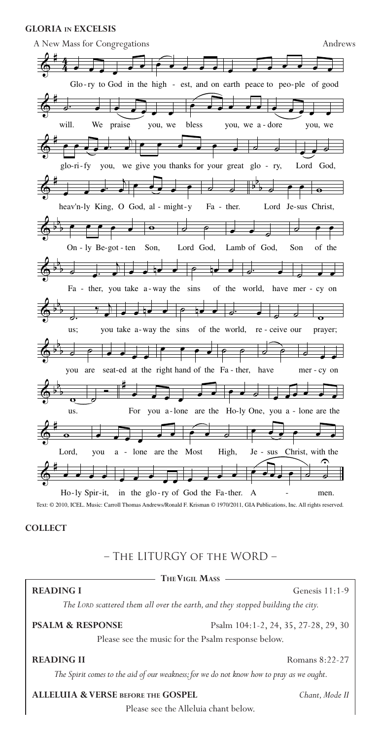**GLORIA IN EXCELSIS**

A New Mass for Congregations — Andrews

Glo-ry to God in the high - est, and on earth peace to peo-ple of good will. We praise you, we bless you, we a-dore you, we glo-ri-fy you, we give you thanks for your great glo - ry, Lord God, heav'n-ly King, O God, al - might-y Fa - ther. Lord Je-sus Christ, On - ly Be-got - ten Son, Lord God, Lamb of God, Son of the Fa - ther, you take a-way the sins of the world, have mer - cy on us; you take a-way the sins of the world, re - ceive our prayer; you are seat-ed at the right hand of the Fa - ther, have mer - cy on us. For you a-lone are the Ho-ly One, you a - lone are the Lord, you a - lone are the Most High, Je - sus Christ, with the Ho-ly Spir-it, in the glo-ry of God the Fa-ther. A - men.

Text: © 2010, ICEL. Music: Carroll Thomas Andrews/Ronald F. Krisman © 1970/2011, GIA Publications, Inc. All rights reserved.

**COLLECT**

## – The LITURGY OF THE WORD –

**The Vigil Mass**

**READING I** — Genesis 11:1-9

*The Lord scattered them all over the earth, and they stopped building the city.*

**PSALM & RESPONSE** — Psalm 104:1-2, 24, 35, 27-28, 29, 30

Please see the music for the Psalm response below.

**READING II** — Romans 8:22-27

*The Spirit comes to the aid of our weakness; for we do not know how to pray as we ought.*

**ALLELUIA & VERSE BEFORE THE GOSPEL** — *Chant, Mode II*

Please see the Alleluia chant below.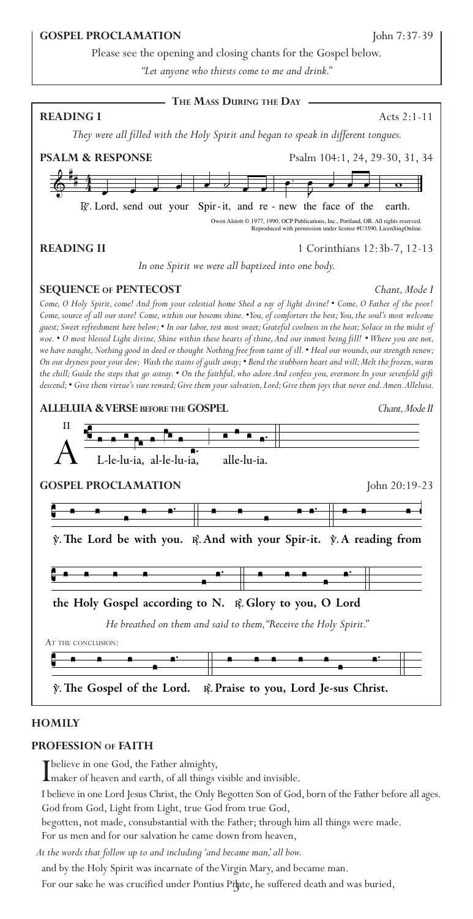**GOSPEL PROCLAMATION** John 7:37-39

Please see the opening and closing chants for the Gospel below.

*"Let anyone who thirsts come to me and drink."*

## The Mass During the Day

**READING I** Acts 2:1-11

*They were all filled with the Holy Spirit and began to speak in different tongues.*

**PSALM & RESPONSE** Psalm 104:1, 24, 29-30, 31, 34

℟. Lord, send out your Spir-it, and re - new the face of the earth.

Owen Alstott © 1977, 1990, OCP Publications, Inc., Portland, OR. All rights reserved. Reproduced with permission under license #U3590, LicenSingOnline.

**READING II** 1 Corinthians 12:3b-7, 12-13

*In one Spirit we were all baptized into one body.*

**SEQUENCE OF PENTECOST** *Chant, Mode I*

*Come, O Holy Spirit, come! And from your celestial home Shed a ray of light divine! • Come, O Father of the poor! Come, source of all our store! Come, within our bosoms shine. •You, of comforters the best; You, the soul's most welcome guest; Sweet refreshment here below; • In our labor, rest most sweet; Grateful coolness in the heat; Solace in the midst of woe. • O most blessed Light divine, Shine within these hearts of thine, And our inmost being fill! • Where you are not, we have naught, Nothing good in deed or thought Nothing free from taint of ill. • Heal our wounds, our strength renew; On our dryness pour your dew; Wash the stains of guilt away; • Bend the stubborn heart and will; Melt the frozen, warm the chill; Guide the steps that go astray. • On the faithful, who adore And confess you, evermore In your sevenfold gift descend; • Give them virtue's sure reward; Give them your salvation, Lord; Give them joys that never end. Amen. Alleluia.*

**ALLELUIA & VERSE BEFORE THE GOSPEL** *Chant, Mode II*

II A L-le-lu-ia, al-le-lu-ia, alle-lu-ia.

**GOSPEL PROCLAMATION** John 20:19-23

**℣. The Lord be with you. ℟. And with your Spir-it. ℣. A reading from the Holy Gospel according to N. ℟. Glory to you, O Lord**

*He breathed on them and said to them, "Receive the Holy Spirit."*

At the conclusion:

**℣. The Gospel of the Lord. ℟. Praise to you, Lord Je-sus Christ.**

**HOMILY**

**PROFESSION OF FAITH**

I believe in one God, the Father almighty,
maker of heaven and earth, of all things visible and invisible.

I believe in one Lord Jesus Christ, the Only Begotten Son of God, born of the Father before all ages.
God from God, Light from Light, true God from true God,
begotten, not made, consubstantial with the Father; through him all things were made.
For us men and for our salvation he came down from heaven,

*At the words that follow up to and including 'and became man,' all bow.*

and by the Holy Spirit was incarnate of the Virgin Mary, and became man.
For our sake he was crucified under Pontius Pilate, he suffered death and was buried,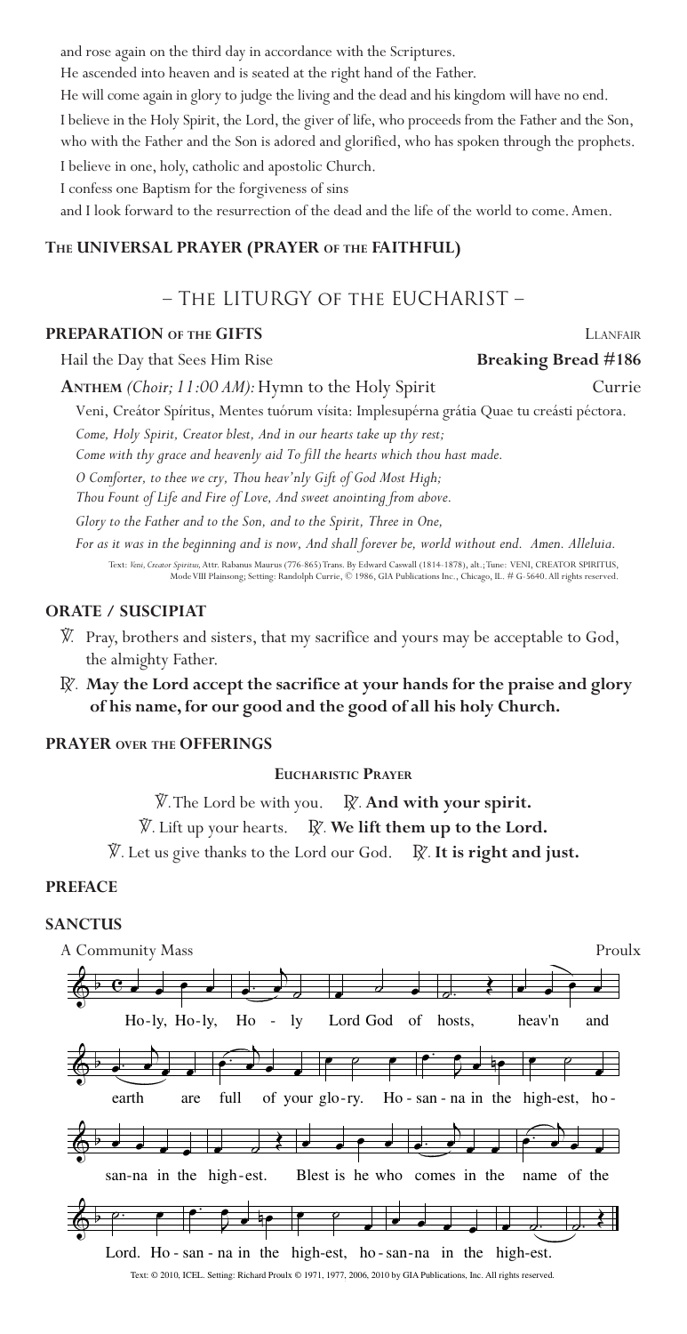and rose again on the third day in accordance with the Scriptures.

He ascended into heaven and is seated at the right hand of the Father.

He will come again in glory to judge the living and the dead and his kingdom will have no end.

I believe in the Holy Spirit, the Lord, the giver of life, who proceeds from the Father and the Son, who with the Father and the Son is adored and glorified, who has spoken through the prophets.

I believe in one, holy, catholic and apostolic Church.

I confess one Baptism for the forgiveness of sins

and I look forward to the resurrection of the dead and the life of the world to come. Amen.

### THE UNIVERSAL PRAYER (PRAYER OF THE FAITHFUL)

## – THE LITURGY OF THE EUCHARIST –

### PREPARATION OF THE GIFTS

LLANFAIR

Hail the Day that Sees Him Rise **Breaking Bread #186**

**ANTHEM** *(Choir; 11:00 AM):* Hymn to the Holy Spirit Currie

Veni, Creátor Spíritus, Mentes tuórum vísita: Implesupérna grátia Quae tu creásti péctora.

*Come, Holy Spirit, Creator blest, And in our hearts take up thy rest;*

*Come with thy grace and heavenly aid To fill the hearts which thou hast made.*

*O Comforter, to thee we cry, Thou heav'nly Gift of God Most High;*

*Thou Fount of Life and Fire of Love, And sweet anointing from above.*

*Glory to the Father and to the Son, and to the Spirit, Three in One,*

*For as it was in the beginning and is now, And shall forever be, world without end. Amen. Alleluia.*

Text: *Veni, Creator Spiritus*, Attr. Rabanus Maurus (776-865) Trans. By Edward Caswall (1814-1878), alt.; Tune: VENI, CREATOR SPIRITUS, Mode VIII Plainsong; Setting: Randolph Currie, © 1986, GIA Publications Inc., Chicago, IL. # G-5640. All rights reserved.

### ORATE / SUSCIPIAT

℣. Pray, brothers and sisters, that my sacrifice and yours may be acceptable to God, the almighty Father.

℟. **May the Lord accept the sacrifice at your hands for the praise and glory of his name, for our good and the good of all his holy Church.**

### PRAYER OVER THE OFFERINGS

**EUCHARISTIC PRAYER**

℣. The Lord be with you. ℟. **And with your spirit.**

℣. Lift up your hearts. ℟. **We lift them up to the Lord.**

℣. Let us give thanks to the Lord our God. ℟. **It is right and just.**

### PREFACE

### SANCTUS

A Community Mass Proulx

Ho-ly, Ho-ly, Ho - ly Lord God of hosts, heav'n and earth are full of your glo-ry. Ho - san - na in the high-est, ho - san-na in the high-est. Blest is he who comes in the name of the Lord. Ho - san - na in the high-est, ho - san-na in the high-est.

Text: © 2010, ICEL. Setting: Richard Proulx © 1971, 1977, 2006, 2010 by GIA Publications, Inc. All rights reserved.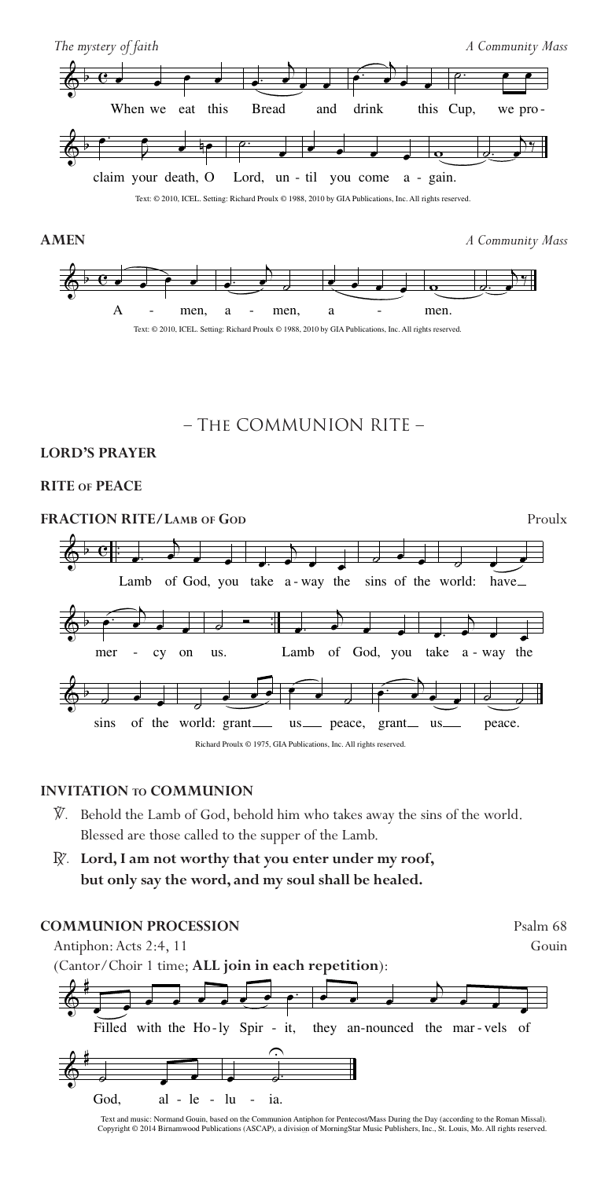*The mystery of faith* — *A Community Mass*

When we eat this Bread and drink this Cup, we proclaim your death, O Lord, until you come again.

Text: © 2010, ICEL. Setting: Richard Proulx © 1988, 2010 by GIA Publications, Inc. All rights reserved.

**AMEN** — *A Community Mass*

Amen, amen, amen.

Text: © 2010, ICEL. Setting: Richard Proulx © 1988, 2010 by GIA Publications, Inc. All rights reserved.

## – The Communion Rite –

**LORD'S PRAYER**

**RITE of PEACE**

**FRACTION RITE/Lamb of God** — Proulx

Lamb of God, you take away the sins of the world: have mercy on us.

Lamb of God, you take away the sins of the world: grant us peace, grant us peace.

Richard Proulx © 1975, GIA Publications, Inc. All rights reserved.

**INVITATION to COMMUNION**

℣. Behold the Lamb of God, behold him who takes away the sins of the world. Blessed are those called to the supper of the Lamb.

℟. **Lord, I am not worthy that you enter under my roof, but only say the word, and my soul shall be healed.**

**COMMUNION PROCESSION** — Psalm 68

Antiphon: Acts 2:4, 11 — Gouin

(Cantor/Choir 1 time; **ALL join in each repetition**):

Filled with the Holy Spirit, they announced the marvels of God, alleluia.

Text and music: Normand Gouin, based on the Communion Antiphon for Pentecost/Mass During the Day (according to the Roman Missal). Copyright © 2014 Birnamwood Publications (ASCAP), a division of MorningStar Music Publishers, Inc., St. Louis, Mo. All rights reserved.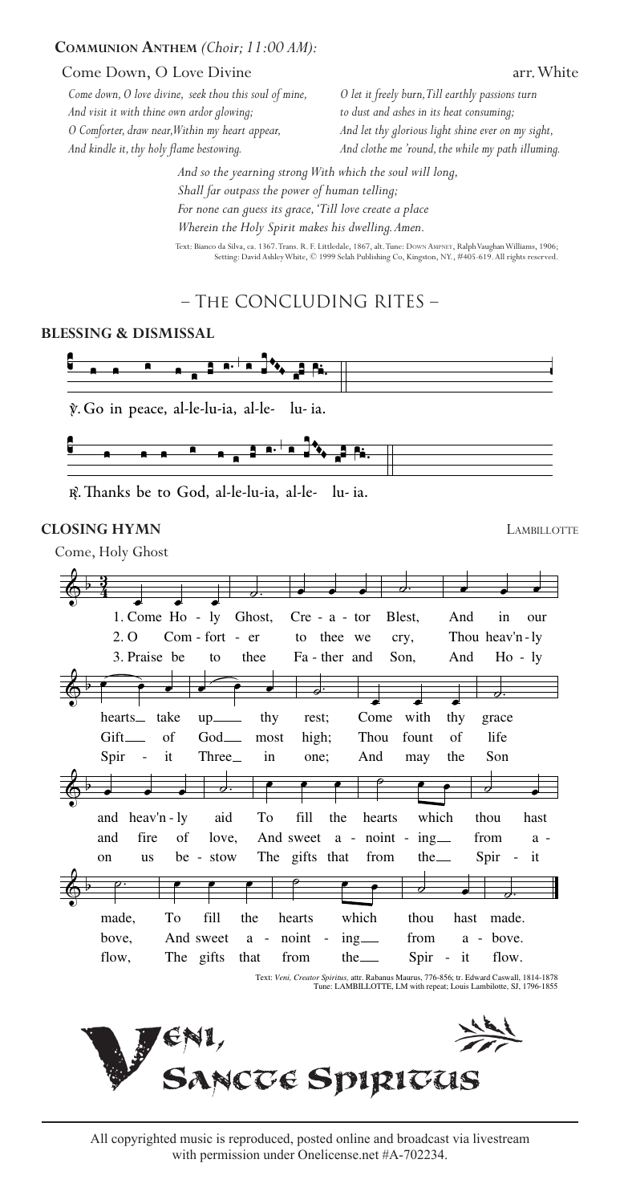**COMMUNION ANTHEM** *(Choir; 11:00 AM):*

Come Down, O Love Divine — arr. White

*Come down, O love divine, seek thou this soul of mine,*
*And visit it with thine own ardor glowing;*
*O Comforter, draw near,Within my heart appear,*
*And kindle it, thy holy flame bestowing.*

*O let it freely burn,Till earthly passions turn*
*to dust and ashes in its heat consuming;*
*And let thy glorious light shine ever on my sight,*
*And clothe me 'round, the while my path illuming.*

*And so the yearning strong With which the soul will long,*
*Shall far outpass the power of human telling;*
*For none can guess its grace, 'Till love create a place*
*Wherein the Holy Spirit makes his dwelling. Amen.*

Text: Bianco da Silva, ca. 1367. Trans. R. F. Littledale, 1867, alt. Tune: DOWN AMPNEY, Ralph Vaughan Williams, 1906; Setting: David Ashley White, © 1999 Selah Publishing Co, Kingston, NY., #405-619. All rights reserved.

## – THE CONCLUDING RITES –

### BLESSING & DISMISSAL

℣. Go in peace, al-le-lu-ia, al-le- lu- ia.

℟. Thanks be to God, al-le-lu-ia, al-le- lu- ia.

### CLOSING HYMN — LAMBILLOTTE

Come, Holy Ghost

1. Come Holy Ghost, Creator Blest, And in our hearts take up thy rest; Come with thy grace and heav'nly aid To fill the hearts which thou hast made, To fill the hearts which thou hast made.

2. O Comforter to thee we cry, Thou heav'nly Gift of God most high; Thou fount of life and fire of love, And sweet anointing from above, And sweet anointing from above.

3. Praise be to thee Father and Son, And Holy Spirit Three in one; And may the Son on us bestow The gifts that from the Spirit flow, The gifts that from the Spirit flow.

Text: *Veni, Creator Spiritus*, attr. Rabanus Maurus, 776-856; tr. Edward Caswall, 1814-1878
Tune: LAMBILLOTTE, LM with repeat; Louis Lambillotte, SJ, 1796-1855

VENI, SANCTE SPIRITUS

All copyrighted music is reproduced, posted online and broadcast via livestream with permission under Onelicense.net #A-702234.